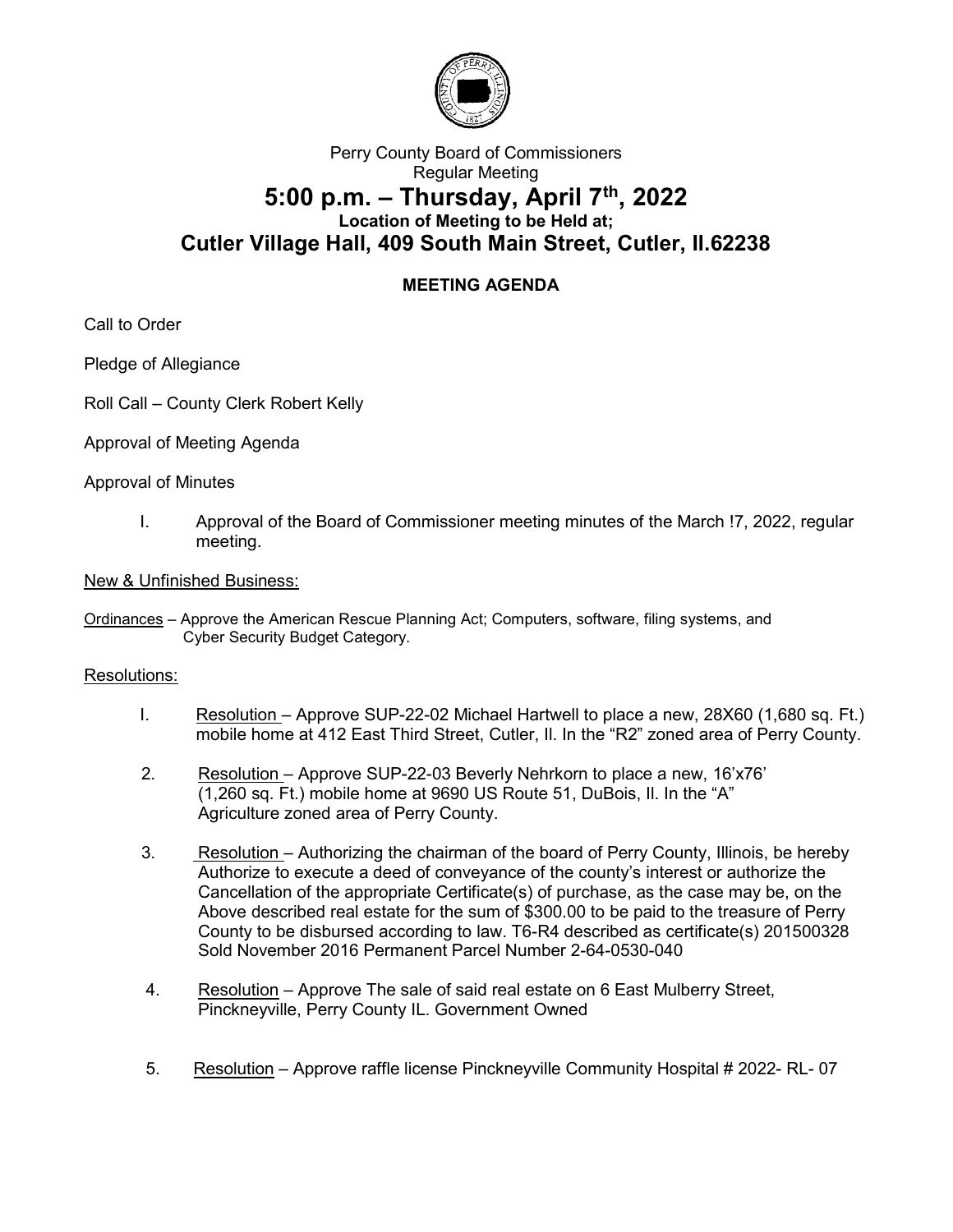Perry County Board of Commissioners
Regular Meeting

# 5:00 p.m. – Thursday, April 7th, 2022

**Location of Meeting to be Held at;**

## Cutler Village Hall, 409 South Main Street, Cutler, Il.62238

**MEETING AGENDA**

Call to Order

Pledge of Allegiance

Roll Call – County Clerk Robert Kelly

Approval of Meeting Agenda

Approval of Minutes

I. Approval of the Board of Commissioner meeting minutes of the March !7, 2022, regular meeting.

New & Unfinished Business:

Ordinances – Approve the American Rescue Planning Act; Computers, software, filing systems, and Cyber Security Budget Category.

Resolutions:

I. Resolution – Approve SUP-22-02 Michael Hartwell to place a new, 28X60 (1,680 sq. Ft.) mobile home at 412 East Third Street, Cutler, Il. In the "R2" zoned area of Perry County.

2. Resolution – Approve SUP-22-03 Beverly Nehrkorn to place a new, 16'x76' (1,260 sq. Ft.) mobile home at 9690 US Route 51, DuBois, Il. In the "A" Agriculture zoned area of Perry County.

3. Resolution – Authorizing the chairman of the board of Perry County, Illinois, be hereby Authorize to execute a deed of conveyance of the county's interest or authorize the Cancellation of the appropriate Certificate(s) of purchase, as the case may be, on the Above described real estate for the sum of $300.00 to be paid to the treasure of Perry County to be disbursed according to law. T6-R4 described as certificate(s) 201500328 Sold November 2016 Permanent Parcel Number 2-64-0530-040

4. Resolution – Approve The sale of said real estate on 6 East Mulberry Street, Pinckneyville, Perry County IL. Government Owned

5. Resolution – Approve raffle license Pinckneyville Community Hospital # 2022- RL- 07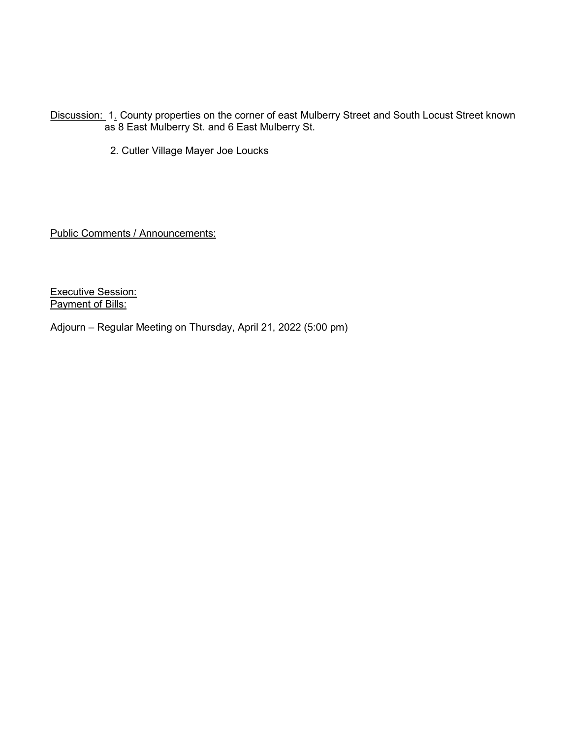Discussion: 1. County properties on the corner of east Mulberry Street and South Locust Street known as 8 East Mulberry St. and 6 East Mulberry St.

2. Cutler Village Mayer Joe Loucks

Public Comments / Announcements:

Executive Session:
Payment of Bills:

Adjourn – Regular Meeting on Thursday, April 21, 2022 (5:00 pm)